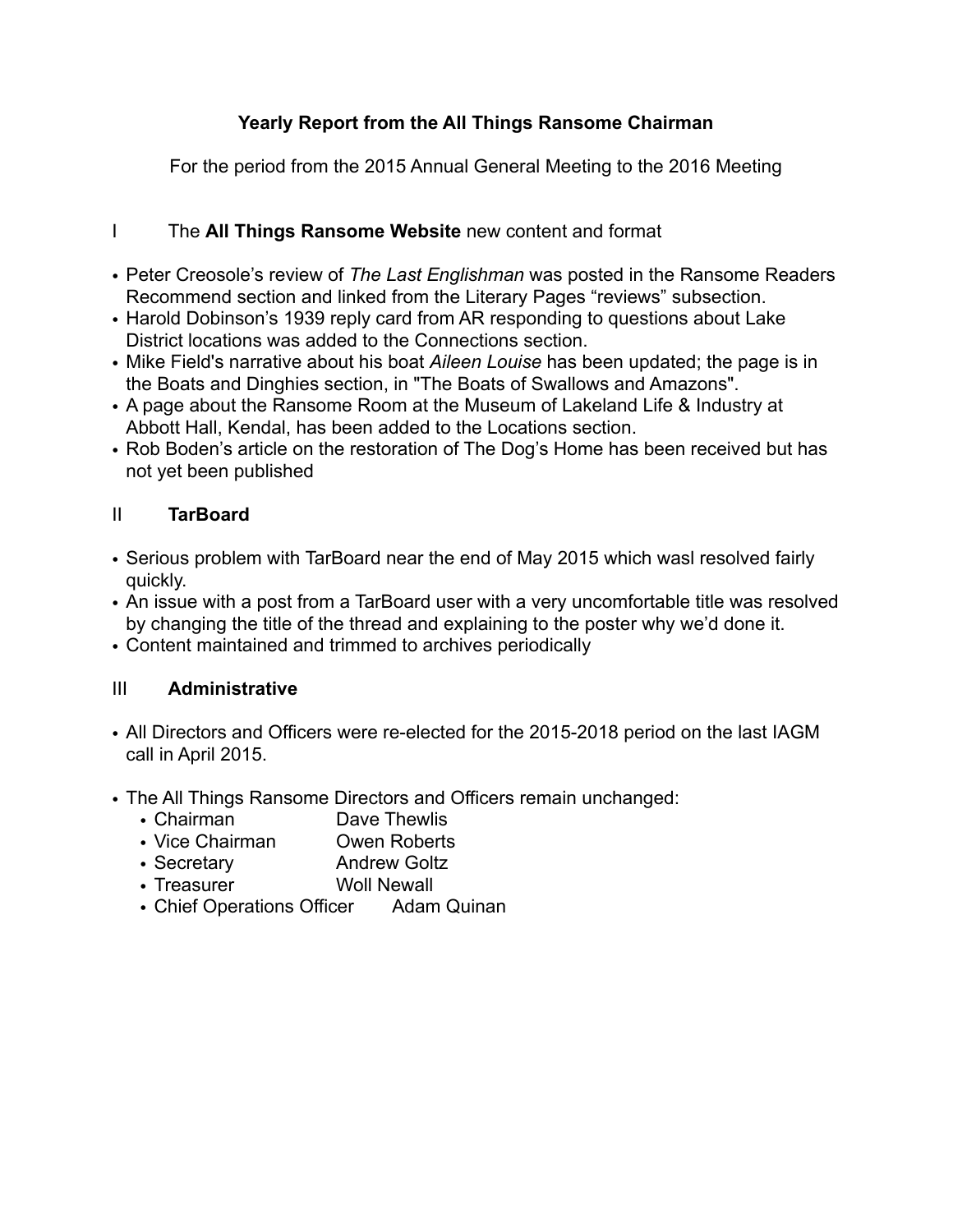**Yearly Report from the All Things Ransome Chairman**

For the period from the 2015 Annual General Meeting to the 2016 Meeting

## I The **All Things Ransome Website** new content and format

- Peter Creosole's review of *The Last Englishman* was posted in the Ransome Readers Recommend section and linked from the Literary Pages "reviews" subsection.
- Harold Dobinson's 1939 reply card from AR responding to questions about Lake District locations was added to the Connections section.
- Mike Field's narrative about his boat *Aileen Louise* has been updated; the page is in the Boats and Dinghies section, in "The Boats of Swallows and Amazons".
- A page about the Ransome Room at the Museum of Lakeland Life & Industry at Abbott Hall, Kendal, has been added to the Locations section.
- Rob Boden's article on the restoration of The Dog's Home has been received but has not yet been published

## II **TarBoard**

- Serious problem with TarBoard near the end of May 2015 which wasl resolved fairly quickly.
- An issue with a post from a TarBoard user with a very uncomfortable title was resolved by changing the title of the thread and explaining to the poster why we'd done it.
- Content maintained and trimmed to archives periodically

## III **Administrative**

- All Directors and Officers were re-elected for the 2015-2018 period on the last IAGM call in April 2015.

- The All Things Ransome Directors and Officers remain unchanged:
  - Chairman Dave Thewlis
  - Vice Chairman Owen Roberts
  - Secretary Andrew Goltz
  - Treasurer Woll Newall
  - Chief Operations Officer Adam Quinan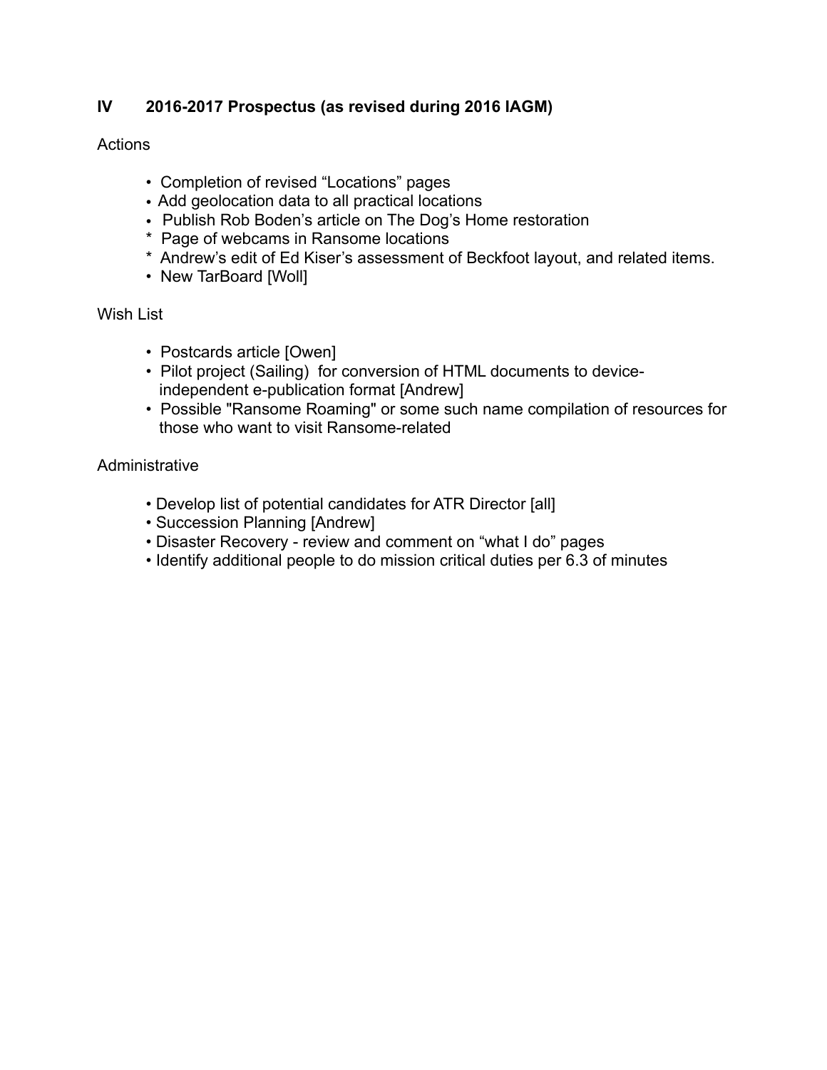## IV 2016-2017 Prospectus (as revised during 2016 IAGM)

Actions

- Completion of revised "Locations" pages
- Add geolocation data to all practical locations
- Publish Rob Boden's article on The Dog's Home restoration
- Page of webcams in Ransome locations
- Andrew's edit of Ed Kiser's assessment of Beckfoot layout, and related items.
- New TarBoard [Woll]

Wish List

- Postcards article [Owen]
- Pilot project (Sailing) for conversion of HTML documents to device-independent e-publication format [Andrew]
- Possible "Ransome Roaming" or some such name compilation of resources for those who want to visit Ransome-related

Administrative

- Develop list of potential candidates for ATR Director [all]
- Succession Planning [Andrew]
- Disaster Recovery - review and comment on "what I do" pages
- Identify additional people to do mission critical duties per 6.3 of minutes